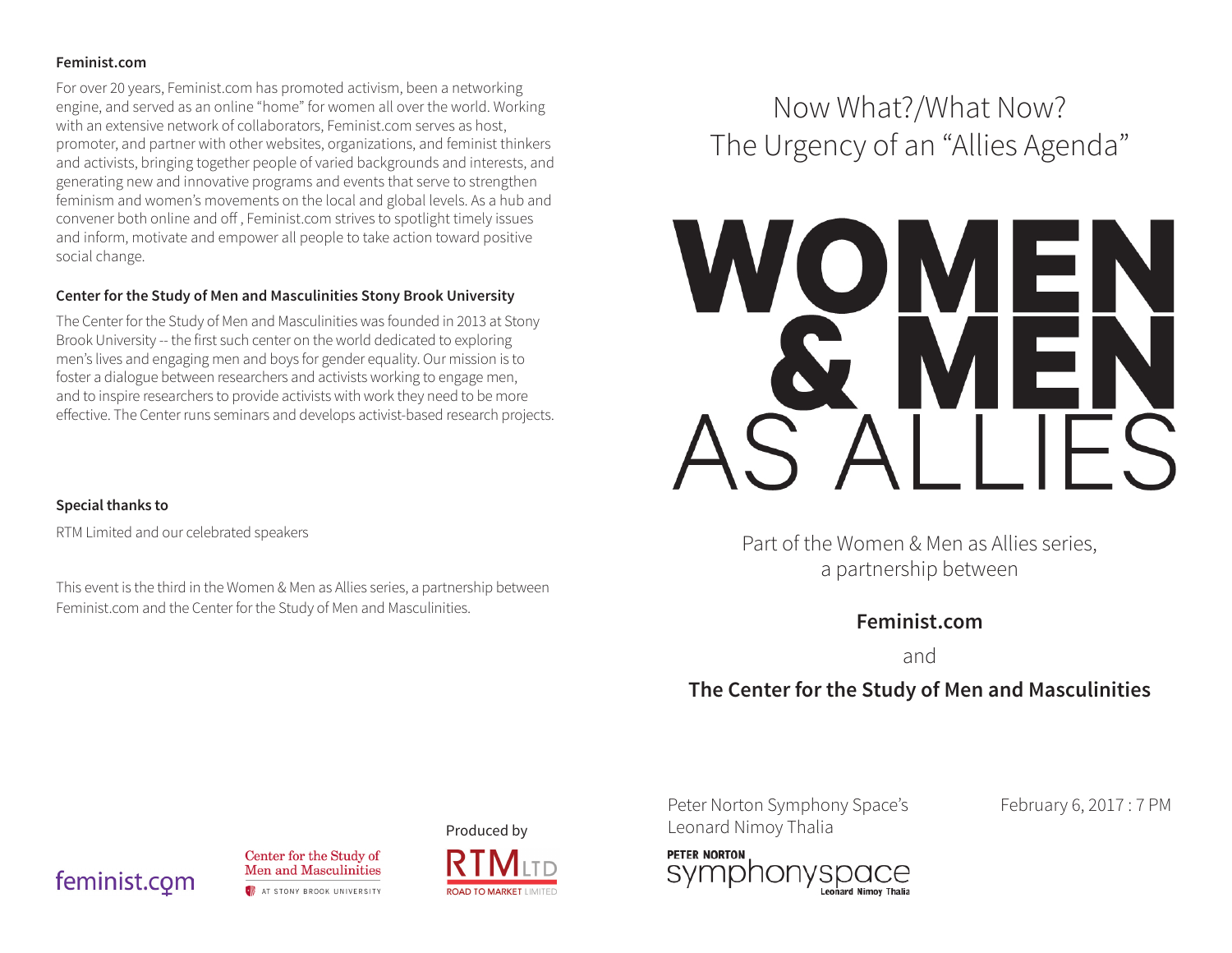**Feminist.com**

For over 20 years, Feminist.com has promoted activism, been a networking engine, and served as an online "home" for women all over the world. Working with an extensive network of collaborators, Feminist.com serves as host, promoter, and partner with other websites, organizations, and feminist thinkers and activists, bringing together people of varied backgrounds and interests, and generating new and innovative programs and events that serve to strengthen feminism and women's movements on the local and global levels. As a hub and convener both online and off , Feminist.com strives to spotlight timely issues and inform, motivate and empower all people to take action toward positive social change.

**Center for the Study of Men and Masculinities Stony Brook University**

The Center for the Study of Men and Masculinities was founded in 2013 at Stony Brook University -- the first such center on the world dedicated to exploring men's lives and engaging men and boys for gender equality. Our mission is to foster a dialogue between researchers and activists working to engage men, and to inspire researchers to provide activists with work they need to be more effective. The Center runs seminars and develops activist-based research projects.

**Special thanks to**

RTM Limited and our celebrated speakers

This event is the third in the Women & Men as Allies series, a partnership between Feminist.com and the Center for the Study of Men and Masculinities.

feminist.com

Center for the Study of Men and Masculinities
AT STONY BROOK UNIVERSITY

Produced by
RTM LTD
ROAD TO MARKET LIMITED

Now What?/What Now?
The Urgency of an "Allies Agenda"

# WOMEN & MEN AS ALLIES

Part of the Women & Men as Allies series, a partnership between

**Feminist.com**

and

**The Center for the Study of Men and Masculinities**

Peter Norton Symphony Space's Leonard Nimoy Thalia

February 6, 2017 : 7 PM

PETER NORTON symphonyspace Leonard Nimoy Thalia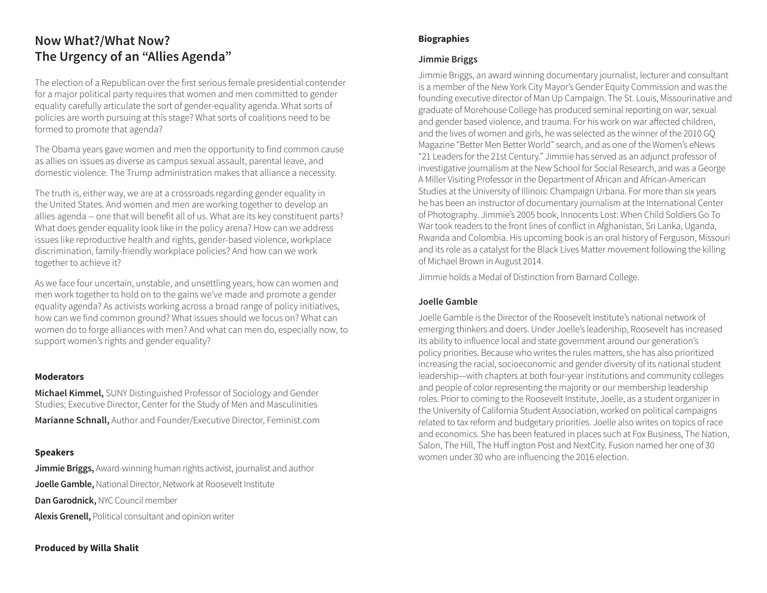# Now What?/What Now? The Urgency of an "Allies Agenda"

The election of a Republican over the first serious female presidential contender for a major political party requires that women and men committed to gender equality carefully articulate the sort of gender-equality agenda. What sorts of policies are worth pursuing at this stage? What sorts of coalitions need to be formed to promote that agenda?

The Obama years gave women and men the opportunity to find common cause as allies on issues as diverse as campus sexual assault, parental leave, and domestic violence. The Trump administration makes that alliance a necessity.

The truth is, either way, we are at a crossroads regarding gender equality in the United States. And women and men are working together to develop an allies agenda -- one that will benefit all of us. What are its key constituent parts? What does gender equality look like in the policy arena? How can we address issues like reproductive health and rights, gender-based violence, workplace discrimination, family-friendly workplace policies? And how can we work together to achieve it?

As we face four uncertain, unstable, and unsettling years, how can women and men work together to hold on to the gains we've made and promote a gender equality agenda? As activists working across a broad range of policy initiatives, how can we find common ground? What issues should we focus on? What can women do to forge alliances with men? And what can men do, especially now, to support women's rights and gender equality?

**Moderators**

**Michael Kimmel,** SUNY Distinguished Professor of Sociology and Gender Studies; Executive Director, Center for the Study of Men and Masculinities

**Marianne Schnall,** Author and Founder/Executive Director, Feminist.com

**Speakers**

**Jimmie Briggs,** Award-winning human rights activist, journalist and author

**Joelle Gamble,** National Director, Network at Roosevelt Institute

**Dan Garodnick,** NYC Council member

**Alexis Grenell,** Political consultant and opinion writer

**Produced by Willa Shalit**

**Biographies**

**Jimmie Briggs**

Jimmie Briggs, an award winning documentary journalist, lecturer and consultant is a member of the New York City Mayor's Gender Equity Commission and was the founding executive director of Man Up Campaign. The St. Louis, Missourinative and graduate of Morehouse College has produced seminal reporting on war, sexual and gender based violence, and trauma. For his work on war affected children, and the lives of women and girls, he was selected as the winner of the 2010 GQ Magazine "Better Men Better World" search, and as one of the Women's eNews "21 Leaders for the 21st Century." Jimmie has served as an adjunct professor of investigative journalism at the New School for Social Research, and was a George A Miller Visiting Professor in the Department of African and African-American Studies at the University of Illinois: Champaign Urbana. For more than six years he has been an instructor of documentary journalism at the International Center of Photography. Jimmie's 2005 book, Innocents Lost: When Child Soldiers Go To War took readers to the front lines of conflict in Afghanistan, Sri Lanka, Uganda, Rwanda and Colombia. His upcoming book is an oral history of Ferguson, Missouri and its role as a catalyst for the Black Lives Matter movement following the killing of Michael Brown in August 2014.

Jimmie holds a Medal of Distinction from Barnard College.

**Joelle Gamble**

Joelle Gamble is the Director of the Roosevelt Institute's national network of emerging thinkers and doers. Under Joelle's leadership, Roosevelt has increased its ability to influence local and state government around our generation's policy priorities. Because who writes the rules matters, she has also prioritized increasing the racial, socioeconomic and gender diversity of its national student leadership—with chapters at both four-year institutions and community colleges and people of color representing the majority or our membership leadership roles. Prior to coming to the Roosevelt Institute, Joelle, as a student organizer in the University of California Student Association, worked on political campaigns related to tax reform and budgetary priorities. Joelle also writes on topics of race and economics. She has been featured in places such at Fox Business, The Nation, Salon, The Hill, The Huffington Post and NextCity. Fusion named her one of 30 women under 30 who are influencing the 2016 election.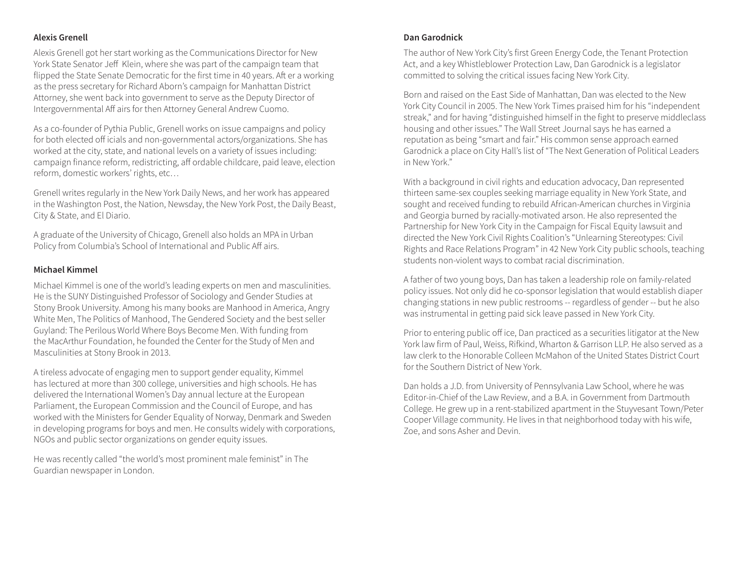**Alexis Grenell**

Alexis Grenell got her start working as the Communications Director for New York State Senator Jeff Klein, where she was part of the campaign team that flipped the State Senate Democratic for the first time in 40 years. After a working as the press secretary for Richard Aborn's campaign for Manhattan District Attorney, she went back into government to serve as the Deputy Director of Intergovernmental Affairs for then Attorney General Andrew Cuomo.

As a co-founder of Pythia Public, Grenell works on issue campaigns and policy for both elected officials and non-governmental actors/organizations. She has worked at the city, state, and national levels on a variety of issues including: campaign finance reform, redistricting, affordable childcare, paid leave, election reform, domestic workers' rights, etc…

Grenell writes regularly in the New York Daily News, and her work has appeared in the Washington Post, the Nation, Newsday, the New York Post, the Daily Beast, City & State, and El Diario.

A graduate of the University of Chicago, Grenell also holds an MPA in Urban Policy from Columbia's School of International and Public Affairs.

**Michael Kimmel**

Michael Kimmel is one of the world's leading experts on men and masculinities. He is the SUNY Distinguished Professor of Sociology and Gender Studies at Stony Brook University. Among his many books are Manhood in America, Angry White Men, The Politics of Manhood, The Gendered Society and the best seller Guyland: The Perilous World Where Boys Become Men. With funding from the MacArthur Foundation, he founded the Center for the Study of Men and Masculinities at Stony Brook in 2013.

A tireless advocate of engaging men to support gender equality, Kimmel has lectured at more than 300 college, universities and high schools. He has delivered the International Women's Day annual lecture at the European Parliament, the European Commission and the Council of Europe, and has worked with the Ministers for Gender Equality of Norway, Denmark and Sweden in developing programs for boys and men. He consults widely with corporations, NGOs and public sector organizations on gender equity issues.

He was recently called "the world's most prominent male feminist" in The Guardian newspaper in London.

**Dan Garodnick**

The author of New York City's first Green Energy Code, the Tenant Protection Act, and a key Whistleblower Protection Law, Dan Garodnick is a legislator committed to solving the critical issues facing New York City.

Born and raised on the East Side of Manhattan, Dan was elected to the New York City Council in 2005. The New York Times praised him for his "independent streak," and for having "distinguished himself in the fight to preserve middleclass housing and other issues." The Wall Street Journal says he has earned a reputation as being "smart and fair." His common sense approach earned Garodnick a place on City Hall's list of "The Next Generation of Political Leaders in New York."

With a background in civil rights and education advocacy, Dan represented thirteen same-sex couples seeking marriage equality in New York State, and sought and received funding to rebuild African-American churches in Virginia and Georgia burned by racially-motivated arson. He also represented the Partnership for New York City in the Campaign for Fiscal Equity lawsuit and directed the New York Civil Rights Coalition's "Unlearning Stereotypes: Civil Rights and Race Relations Program" in 42 New York City public schools, teaching students non-violent ways to combat racial discrimination.

A father of two young boys, Dan has taken a leadership role on family-related policy issues. Not only did he co-sponsor legislation that would establish diaper changing stations in new public restrooms -- regardless of gender -- but he also was instrumental in getting paid sick leave passed in New York City.

Prior to entering public office, Dan practiced as a securities litigator at the New York law firm of Paul, Weiss, Rifkind, Wharton & Garrison LLP. He also served as a law clerk to the Honorable Colleen McMahon of the United States District Court for the Southern District of New York.

Dan holds a J.D. from University of Pennsylvania Law School, where he was Editor-in-Chief of the Law Review, and a B.A. in Government from Dartmouth College. He grew up in a rent-stabilized apartment in the Stuyvesant Town/Peter Cooper Village community. He lives in that neighborhood today with his wife, Zoe, and sons Asher and Devin.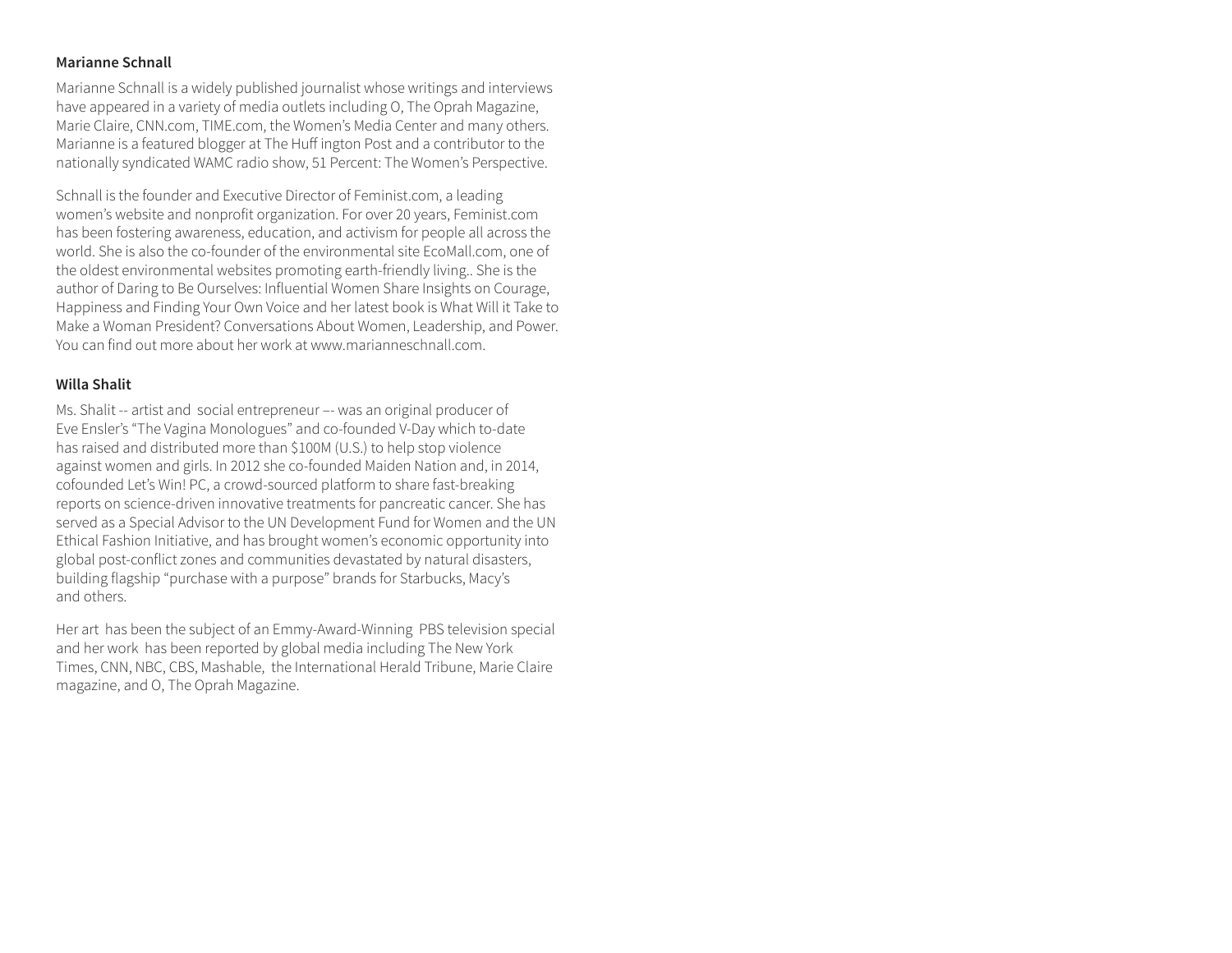**Marianne Schnall**

Marianne Schnall is a widely published journalist whose writings and interviews have appeared in a variety of media outlets including O, The Oprah Magazine, Marie Claire, CNN.com, TIME.com, the Women's Media Center and many others. Marianne is a featured blogger at The Huff ington Post and a contributor to the nationally syndicated WAMC radio show, 51 Percent: The Women's Perspective.

Schnall is the founder and Executive Director of Feminist.com, a leading women's website and nonprofit organization. For over 20 years, Feminist.com has been fostering awareness, education, and activism for people all across the world. She is also the co-founder of the environmental site EcoMall.com, one of the oldest environmental websites promoting earth-friendly living.. She is the author of Daring to Be Ourselves: Influential Women Share Insights on Courage, Happiness and Finding Your Own Voice and her latest book is What Will it Take to Make a Woman President? Conversations About Women, Leadership, and Power. You can find out more about her work at www.marianneschnall.com.

**Willa Shalit**

Ms. Shalit -- artist and social entrepreneur –- was an original producer of Eve Ensler's "The Vagina Monologues" and co-founded V-Day which to-date has raised and distributed more than $100M (U.S.) to help stop violence against women and girls. In 2012 she co-founded Maiden Nation and, in 2014, cofounded Let's Win! PC, a crowd-sourced platform to share fast-breaking reports on science-driven innovative treatments for pancreatic cancer. She has served as a Special Advisor to the UN Development Fund for Women and the UN Ethical Fashion Initiative, and has brought women's economic opportunity into global post-conflict zones and communities devastated by natural disasters, building flagship "purchase with a purpose" brands for Starbucks, Macy's and others.

Her art has been the subject of an Emmy-Award-Winning PBS television special and her work has been reported by global media including The New York Times, CNN, NBC, CBS, Mashable, the International Herald Tribune, Marie Claire magazine, and O, The Oprah Magazine.